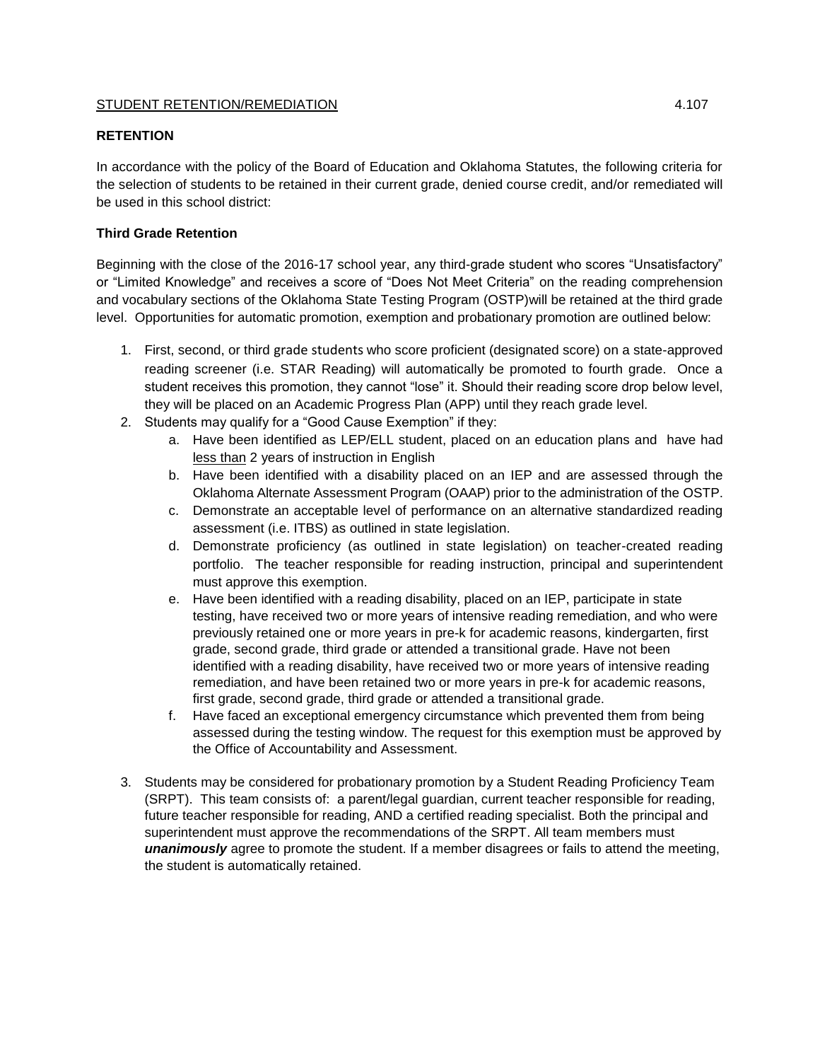STUDENT RETENTION/REMEDIATION 4.107

## RETENTION

In accordance with the policy of the Board of Education and Oklahoma Statutes, the following criteria for the selection of students to be retained in their current grade, denied course credit, and/or remediated will be used in this school district:

### Third Grade Retention

Beginning with the close of the 2016-17 school year, any third-grade student who scores "Unsatisfactory" or "Limited Knowledge" and receives a score of "Does Not Meet Criteria" on the reading comprehension and vocabulary sections of the Oklahoma State Testing Program (OSTP)will be retained at the third grade level. Opportunities for automatic promotion, exemption and probationary promotion are outlined below:

1. First, second, or third grade students who score proficient (designated score) on a state-approved reading screener (i.e. STAR Reading) will automatically be promoted to fourth grade. Once a student receives this promotion, they cannot "lose" it. Should their reading score drop below level, they will be placed on an Academic Progress Plan (APP) until they reach grade level.
2. Students may qualify for a "Good Cause Exemption" if they:
   a. Have been identified as LEP/ELL student, placed on an education plans and have had less than 2 years of instruction in English
   b. Have been identified with a disability placed on an IEP and are assessed through the Oklahoma Alternate Assessment Program (OAAP) prior to the administration of the OSTP.
   c. Demonstrate an acceptable level of performance on an alternative standardized reading assessment (i.e. ITBS) as outlined in state legislation.
   d. Demonstrate proficiency (as outlined in state legislation) on teacher-created reading portfolio. The teacher responsible for reading instruction, principal and superintendent must approve this exemption.
   e. Have been identified with a reading disability, placed on an IEP, participate in state testing, have received two or more years of intensive reading remediation, and who were previously retained one or more years in pre-k for academic reasons, kindergarten, first grade, second grade, third grade or attended a transitional grade. Have not been identified with a reading disability, have received two or more years of intensive reading remediation, and have been retained two or more years in pre-k for academic reasons, first grade, second grade, third grade or attended a transitional grade.
   f. Have faced an exceptional emergency circumstance which prevented them from being assessed during the testing window. The request for this exemption must be approved by the Office of Accountability and Assessment.
3. Students may be considered for probationary promotion by a Student Reading Proficiency Team (SRPT). This team consists of: a parent/legal guardian, current teacher responsible for reading, future teacher responsible for reading, AND a certified reading specialist. Both the principal and superintendent must approve the recommendations of the SRPT. All team members must ***unanimously*** agree to promote the student. If a member disagrees or fails to attend the meeting, the student is automatically retained.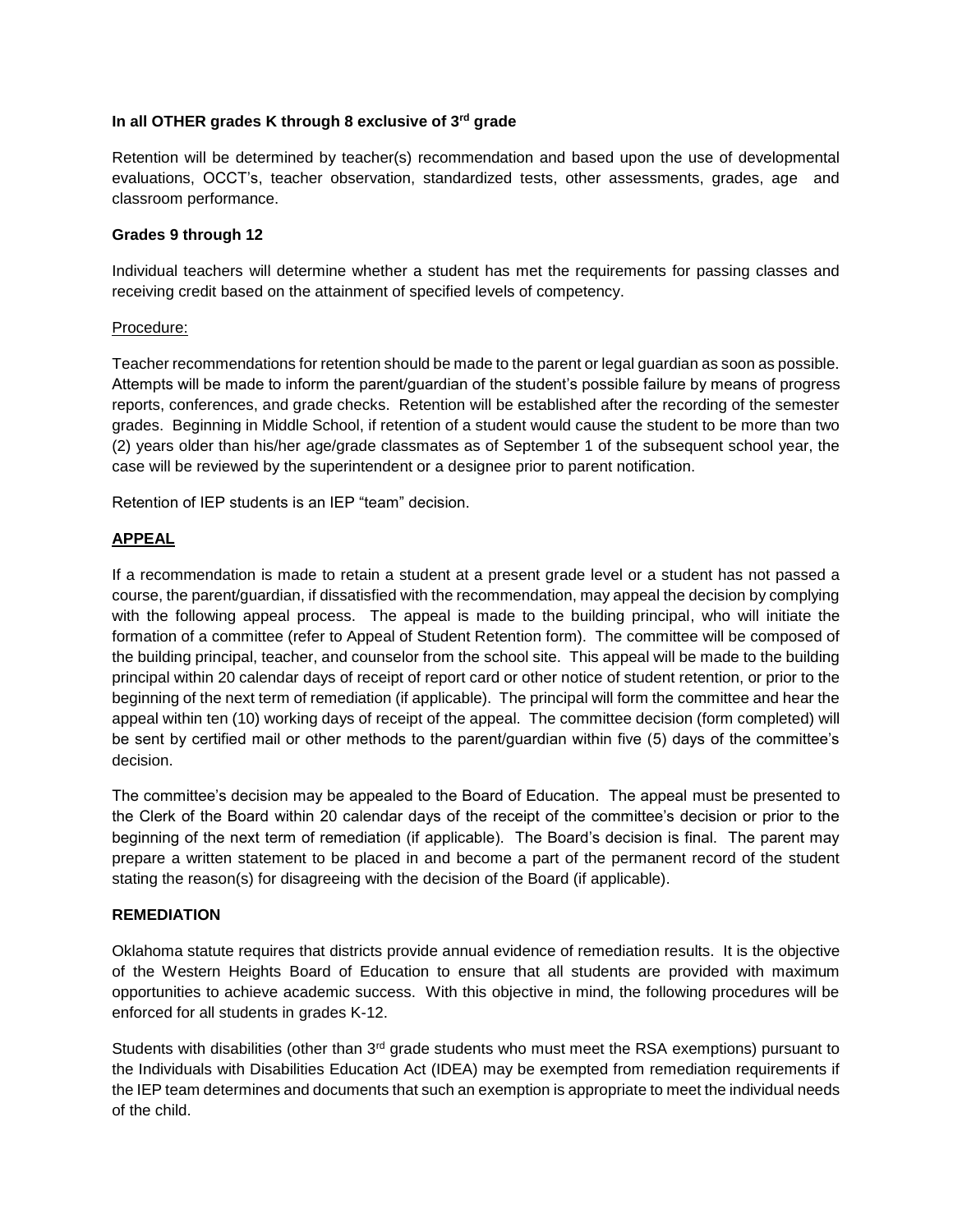**In all OTHER grades K through 8 exclusive of 3rd grade**

Retention will be determined by teacher(s) recommendation and based upon the use of developmental evaluations, OCCT's, teacher observation, standardized tests, other assessments, grades, age and classroom performance.

**Grades 9 through 12**

Individual teachers will determine whether a student has met the requirements for passing classes and receiving credit based on the attainment of specified levels of competency.

Procedure:

Teacher recommendations for retention should be made to the parent or legal guardian as soon as possible. Attempts will be made to inform the parent/guardian of the student's possible failure by means of progress reports, conferences, and grade checks. Retention will be established after the recording of the semester grades. Beginning in Middle School, if retention of a student would cause the student to be more than two (2) years older than his/her age/grade classmates as of September 1 of the subsequent school year, the case will be reviewed by the superintendent or a designee prior to parent notification.

Retention of IEP students is an IEP "team" decision.

**APPEAL**

If a recommendation is made to retain a student at a present grade level or a student has not passed a course, the parent/guardian, if dissatisfied with the recommendation, may appeal the decision by complying with the following appeal process. The appeal is made to the building principal, who will initiate the formation of a committee (refer to Appeal of Student Retention form). The committee will be composed of the building principal, teacher, and counselor from the school site. This appeal will be made to the building principal within 20 calendar days of receipt of report card or other notice of student retention, or prior to the beginning of the next term of remediation (if applicable). The principal will form the committee and hear the appeal within ten (10) working days of receipt of the appeal. The committee decision (form completed) will be sent by certified mail or other methods to the parent/guardian within five (5) days of the committee's decision.

The committee's decision may be appealed to the Board of Education. The appeal must be presented to the Clerk of the Board within 20 calendar days of the receipt of the committee's decision or prior to the beginning of the next term of remediation (if applicable). The Board's decision is final. The parent may prepare a written statement to be placed in and become a part of the permanent record of the student stating the reason(s) for disagreeing with the decision of the Board (if applicable).

**REMEDIATION**

Oklahoma statute requires that districts provide annual evidence of remediation results. It is the objective of the Western Heights Board of Education to ensure that all students are provided with maximum opportunities to achieve academic success. With this objective in mind, the following procedures will be enforced for all students in grades K-12.

Students with disabilities (other than 3rd grade students who must meet the RSA exemptions) pursuant to the Individuals with Disabilities Education Act (IDEA) may be exempted from remediation requirements if the IEP team determines and documents that such an exemption is appropriate to meet the individual needs of the child.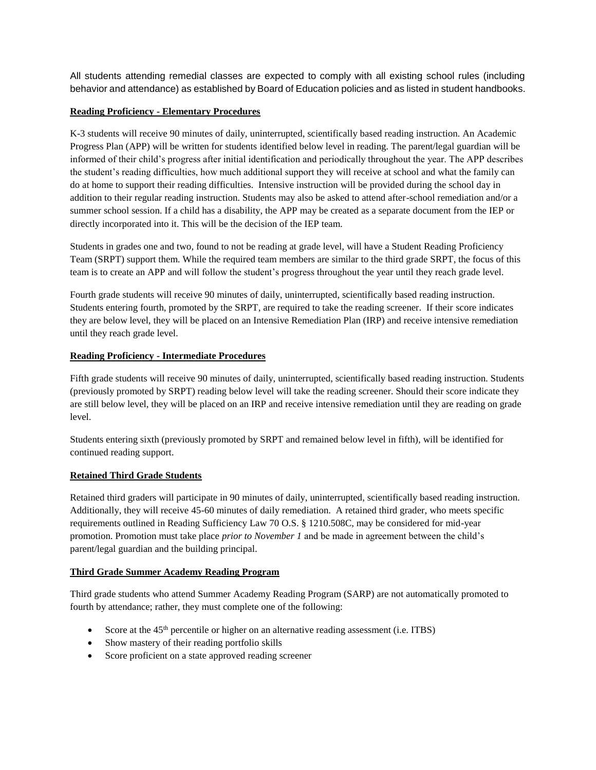All students attending remedial classes are expected to comply with all existing school rules (including behavior and attendance) as established by Board of Education policies and as listed in student handbooks.

**Reading Proficiency - Elementary Procedures**

K-3 students will receive 90 minutes of daily, uninterrupted, scientifically based reading instruction. An Academic Progress Plan (APP) will be written for students identified below level in reading. The parent/legal guardian will be informed of their child's progress after initial identification and periodically throughout the year. The APP describes the student's reading difficulties, how much additional support they will receive at school and what the family can do at home to support their reading difficulties. Intensive instruction will be provided during the school day in addition to their regular reading instruction. Students may also be asked to attend after-school remediation and/or a summer school session. If a child has a disability, the APP may be created as a separate document from the IEP or directly incorporated into it. This will be the decision of the IEP team.

Students in grades one and two, found to not be reading at grade level, will have a Student Reading Proficiency Team (SRPT) support them. While the required team members are similar to the third grade SRPT, the focus of this team is to create an APP and will follow the student's progress throughout the year until they reach grade level.

Fourth grade students will receive 90 minutes of daily, uninterrupted, scientifically based reading instruction. Students entering fourth, promoted by the SRPT, are required to take the reading screener. If their score indicates they are below level, they will be placed on an Intensive Remediation Plan (IRP) and receive intensive remediation until they reach grade level.

**Reading Proficiency - Intermediate Procedures**

Fifth grade students will receive 90 minutes of daily, uninterrupted, scientifically based reading instruction. Students (previously promoted by SRPT) reading below level will take the reading screener. Should their score indicate they are still below level, they will be placed on an IRP and receive intensive remediation until they are reading on grade level.

Students entering sixth (previously promoted by SRPT and remained below level in fifth), will be identified for continued reading support.

**Retained Third Grade Students**

Retained third graders will participate in 90 minutes of daily, uninterrupted, scientifically based reading instruction. Additionally, they will receive 45-60 minutes of daily remediation. A retained third grader, who meets specific requirements outlined in Reading Sufficiency Law 70 O.S. § 1210.508C, may be considered for mid-year promotion. Promotion must take place *prior to November 1* and be made in agreement between the child's parent/legal guardian and the building principal.

**Third Grade Summer Academy Reading Program**

Third grade students who attend Summer Academy Reading Program (SARP) are not automatically promoted to fourth by attendance; rather, they must complete one of the following:

- Score at the 45th percentile or higher on an alternative reading assessment (i.e. ITBS)
- Show mastery of their reading portfolio skills
- Score proficient on a state approved reading screener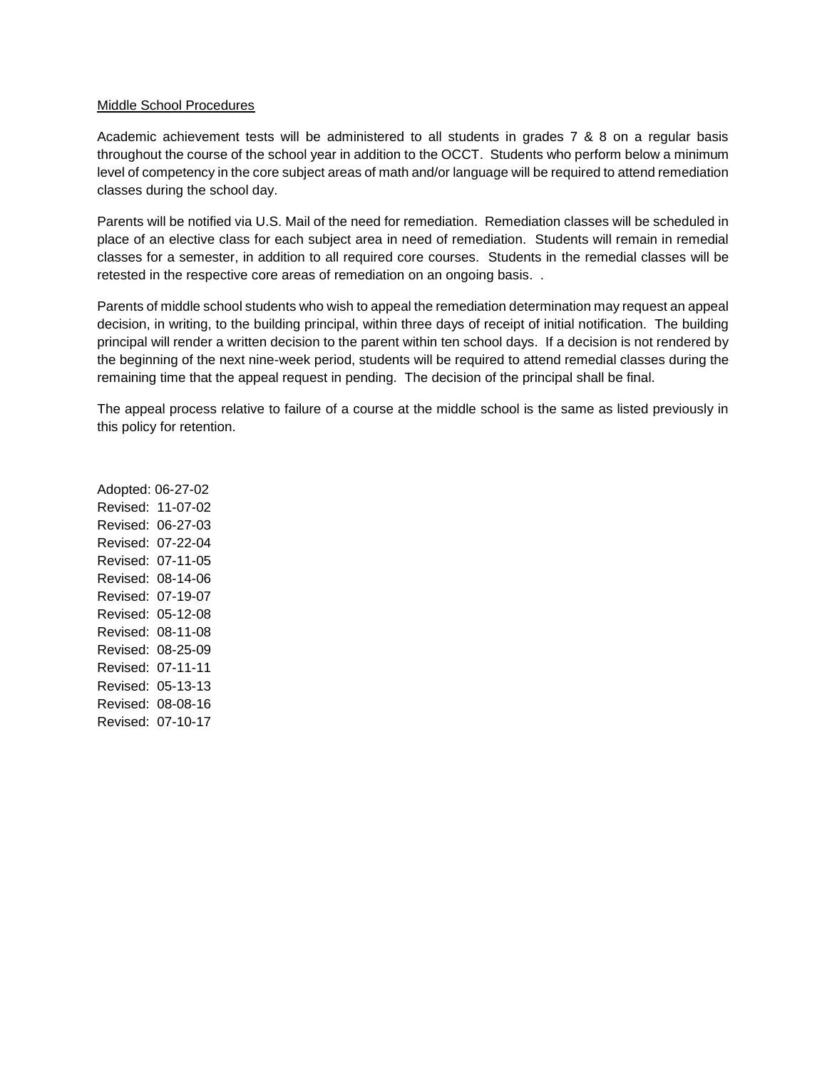Middle School Procedures

Academic achievement tests will be administered to all students in grades 7 & 8 on a regular basis throughout the course of the school year in addition to the OCCT. Students who perform below a minimum level of competency in the core subject areas of math and/or language will be required to attend remediation classes during the school day.

Parents will be notified via U.S. Mail of the need for remediation. Remediation classes will be scheduled in place of an elective class for each subject area in need of remediation. Students will remain in remedial classes for a semester, in addition to all required core courses. Students in the remedial classes will be retested in the respective core areas of remediation on an ongoing basis. .

Parents of middle school students who wish to appeal the remediation determination may request an appeal decision, in writing, to the building principal, within three days of receipt of initial notification. The building principal will render a written decision to the parent within ten school days. If a decision is not rendered by the beginning of the next nine-week period, students will be required to attend remedial classes during the remaining time that the appeal request in pending. The decision of the principal shall be final.

The appeal process relative to failure of a course at the middle school is the same as listed previously in this policy for retention.

Adopted: 06-27-02
Revised: 11-07-02
Revised: 06-27-03
Revised: 07-22-04
Revised: 07-11-05
Revised: 08-14-06
Revised: 07-19-07
Revised: 05-12-08
Revised: 08-11-08
Revised: 08-25-09
Revised: 07-11-11
Revised: 05-13-13
Revised: 08-08-16
Revised: 07-10-17